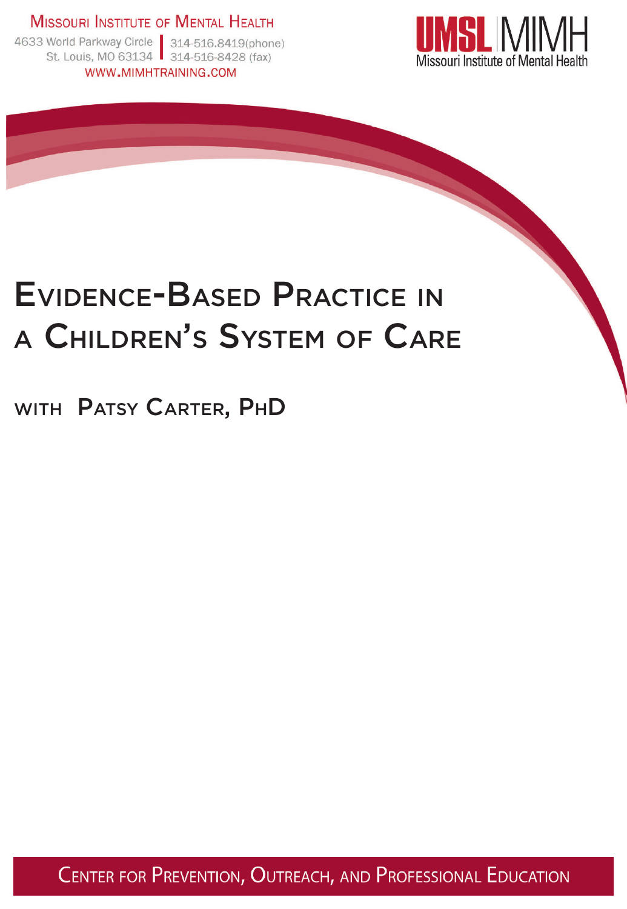Missouri Institute of Mental Health

4633 World Parkway Circle
St. Louis, MO 63134

314-516.8419(phone)
314-516-8428 (fax)

WWW.MIMHTRAINING.COM

UMSL MIMH Missouri Institute of Mental Health

# Evidence-Based Practice in a Children's System of Care

with Patsy Carter, PhD

Center for Prevention, Outreach, and Professional Education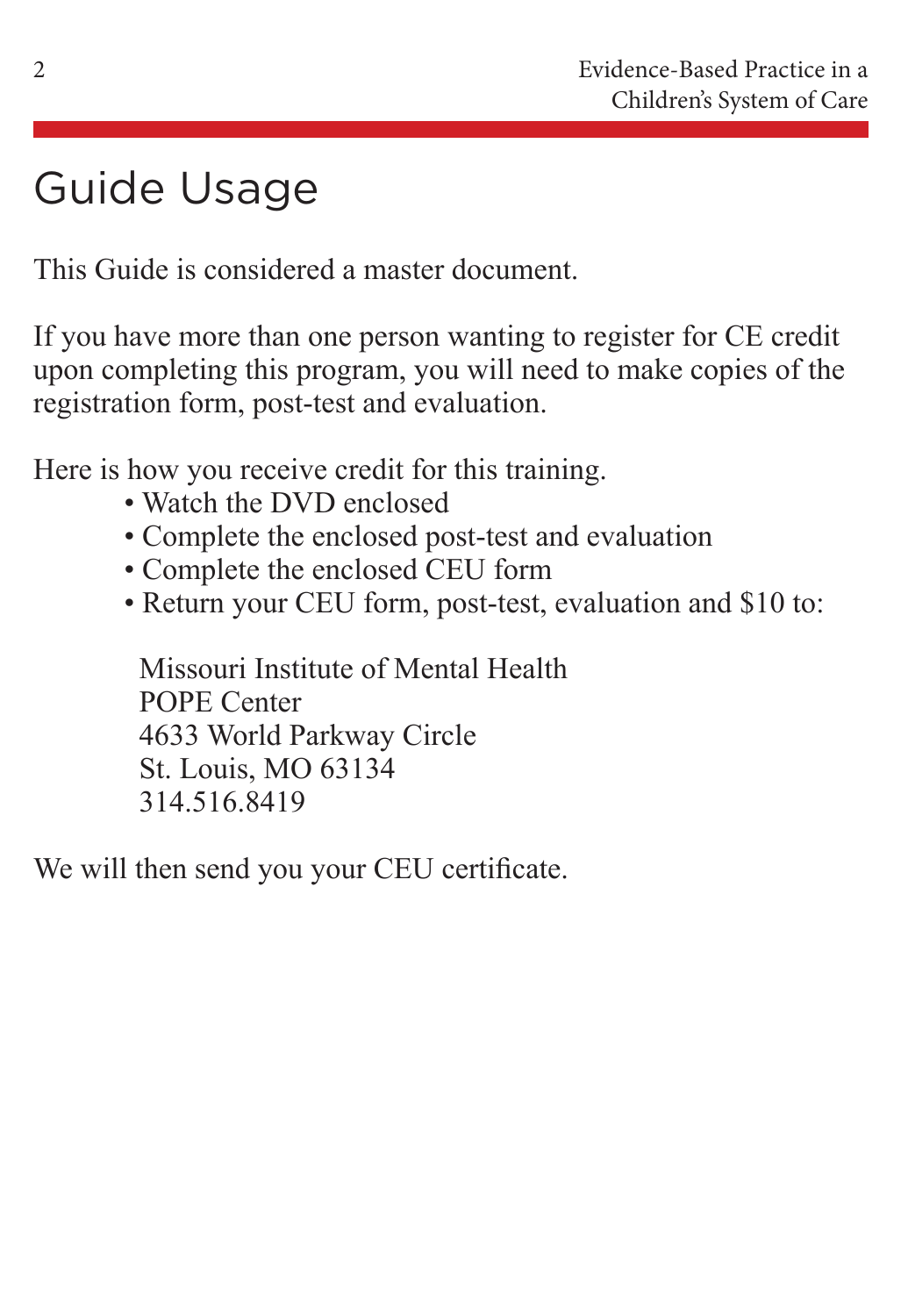# Guide Usage

This Guide is considered a master document.

If you have more than one person wanting to register for CE credit upon completing this program, you will need to make copies of the registration form, post-test and evaluation.

Here is how you receive credit for this training.

- Watch the DVD enclosed
- Complete the enclosed post-test and evaluation
- Complete the enclosed CEU form
- Return your CEU form, post-test, evaluation and $10 to:

Missouri Institute of Mental Health
POPE Center
4633 World Parkway Circle
St. Louis, MO 63134
314.516.8419

We will then send you your CEU certificate.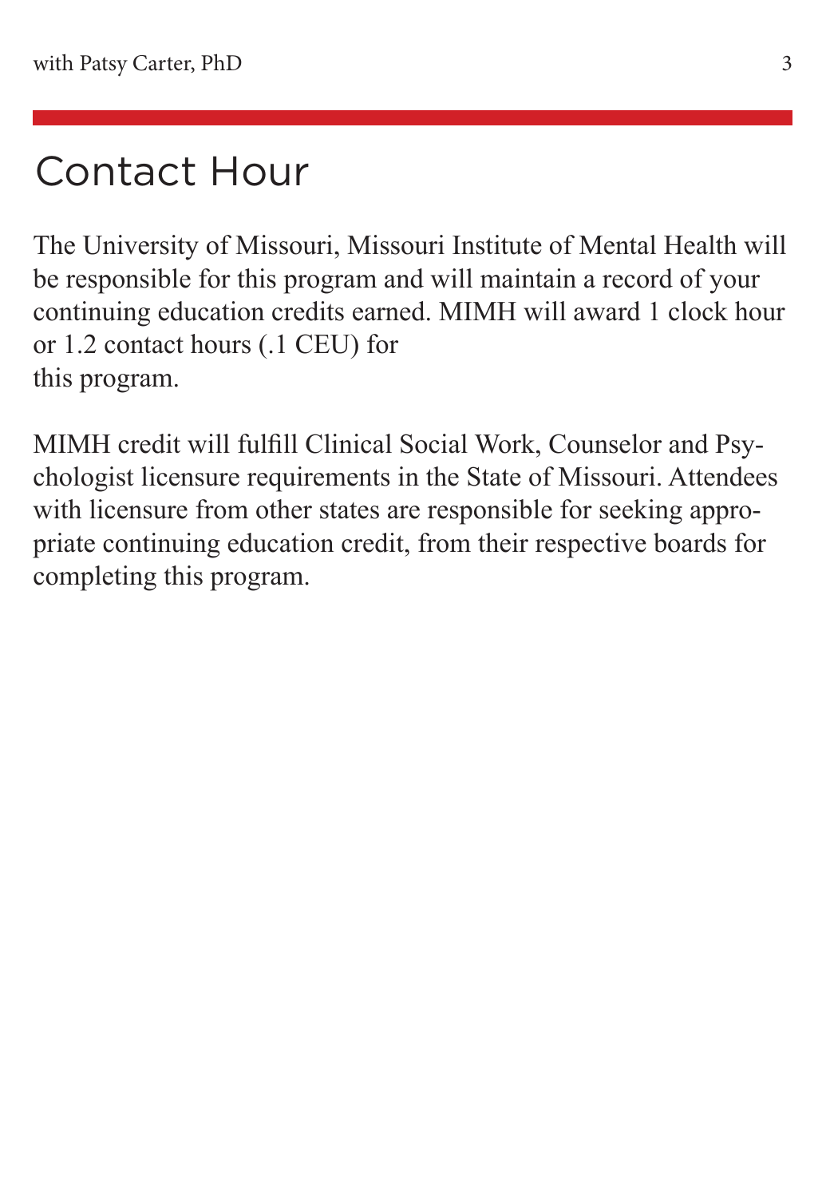# Contact Hour

The University of Missouri, Missouri Institute of Mental Health will be responsible for this program and will maintain a record of your continuing education credits earned. MIMH will award 1 clock hour or 1.2 contact hours (.1 CEU) for this program.

MIMH credit will fulfill Clinical Social Work, Counselor and Psychologist licensure requirements in the State of Missouri. Attendees with licensure from other states are responsible for seeking appropriate continuing education credit, from their respective boards for completing this program.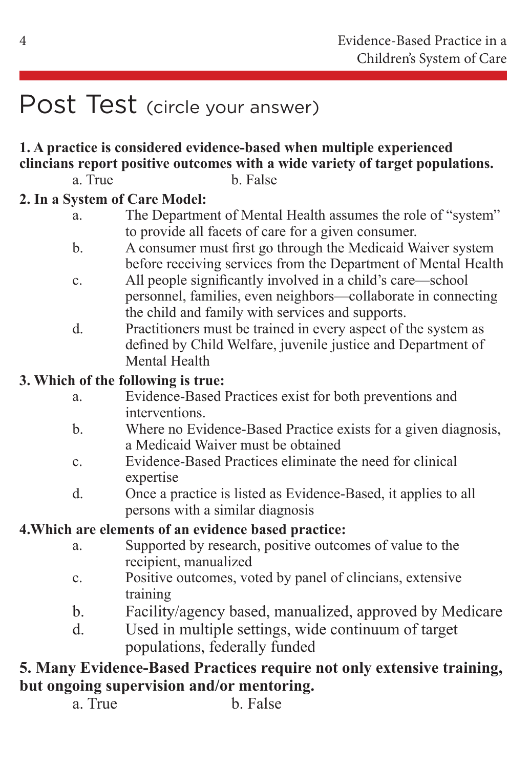# Post Test (circle your answer)

**1. A practice is considered evidence-based when multiple experienced clincians report positive outcomes with a wide variety of target populations.**

a. True  b. False

**2. In a System of Care Model:**

a. The Department of Mental Health assumes the role of "system" to provide all facets of care for a given consumer.

b. A consumer must first go through the Medicaid Waiver system before receiving services from the Department of Mental Health

c. All people significantly involved in a child's care—school personnel, families, even neighbors—collaborate in connecting the child and family with services and supports.

d. Practitioners must be trained in every aspect of the system as defined by Child Welfare, juvenile justice and Department of Mental Health

**3. Which of the following is true:**

a. Evidence-Based Practices exist for both preventions and interventions.

b. Where no Evidence-Based Practice exists for a given diagnosis, a Medicaid Waiver must be obtained

c. Evidence-Based Practices eliminate the need for clinical expertise

d. Once a practice is listed as Evidence-Based, it applies to all persons with a similar diagnosis

**4.Which are elements of an evidence based practice:**

a. Supported by research, positive outcomes of value to the recipient, manualized

c. Positive outcomes, voted by panel of clincians, extensive training

b. Facility/agency based, manualized, approved by Medicare

d. Used in multiple settings, wide continuum of target populations, federally funded

**5. Many Evidence-Based Practices require not only extensive training, but ongoing supervision and/or mentoring.**

a. True  b. False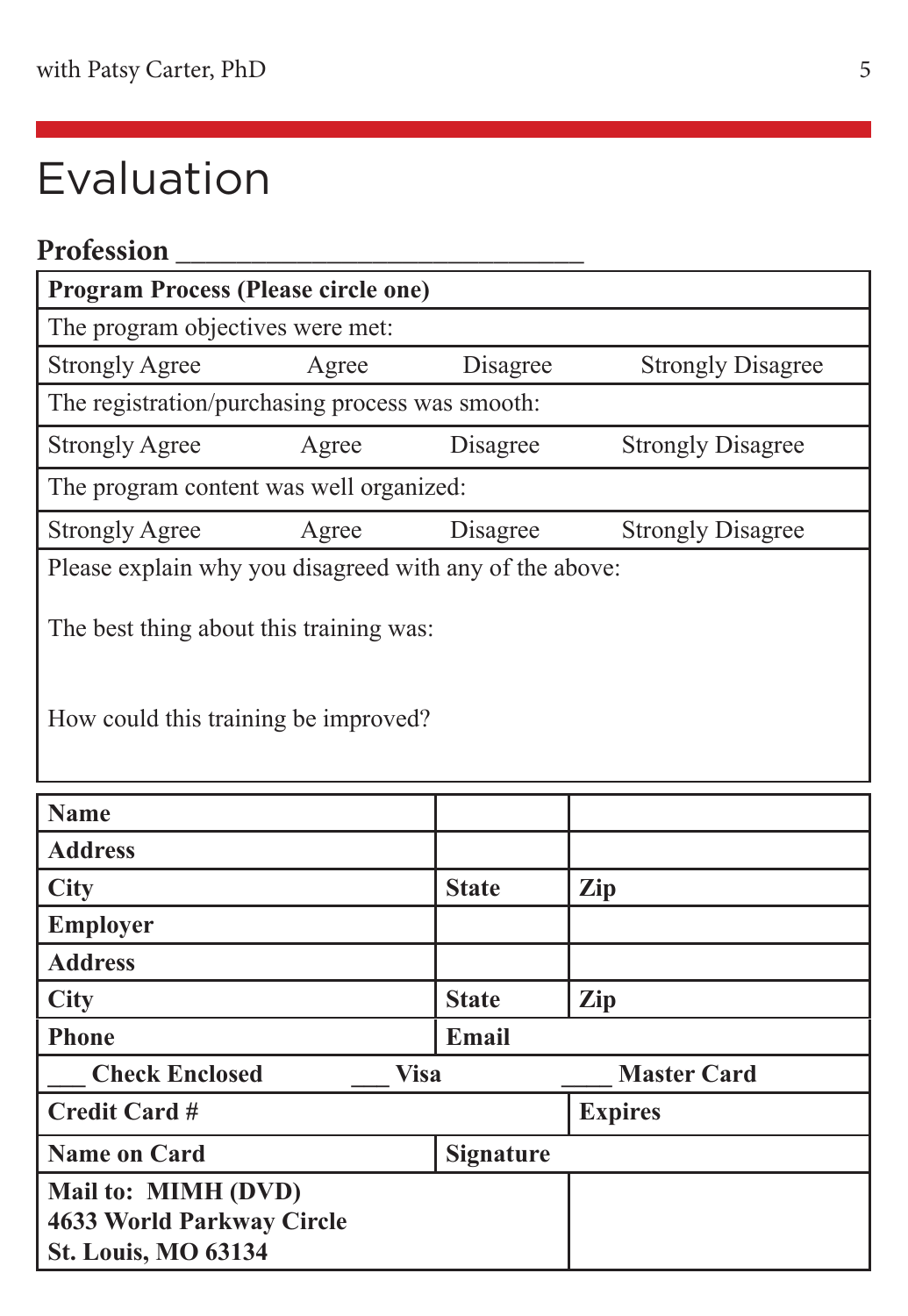# Evaluation

**Profession** ______________________________

| **Program Process (Please circle one)** | | | |
|---|---|---|---|
| The program objectives were met: | | | |
| Strongly Agree | Agree | Disagree | Strongly Disagree |
| The registration/purchasing process was smooth: | | | |
| Strongly Agree | Agree | Disagree | Strongly Disagree |
| The program content was well organized: | | | |
| Strongly Agree | Agree | Disagree | Strongly Disagree |

Please explain why you disagreed with any of the above:

The best thing about this training was:

How could this training be improved?

| **Name** | | |
|---|---|---|
| **Address** | | |
| **City** | **State** | **Zip** |
| **Employer** | | |
| **Address** | | |
| **City** | **State** | **Zip** |
| **Phone** | **Email** | |
| ___ **Check Enclosed** | ___ **Visa** | ____ **Master Card** |
| **Credit Card #** | | **Expires** |
| **Name on Card** | **Signature** | |
| **Mail to: MIMH (DVD)**<br>**4633 World Parkway Circle**<br>**St. Louis, MO 63134** | | |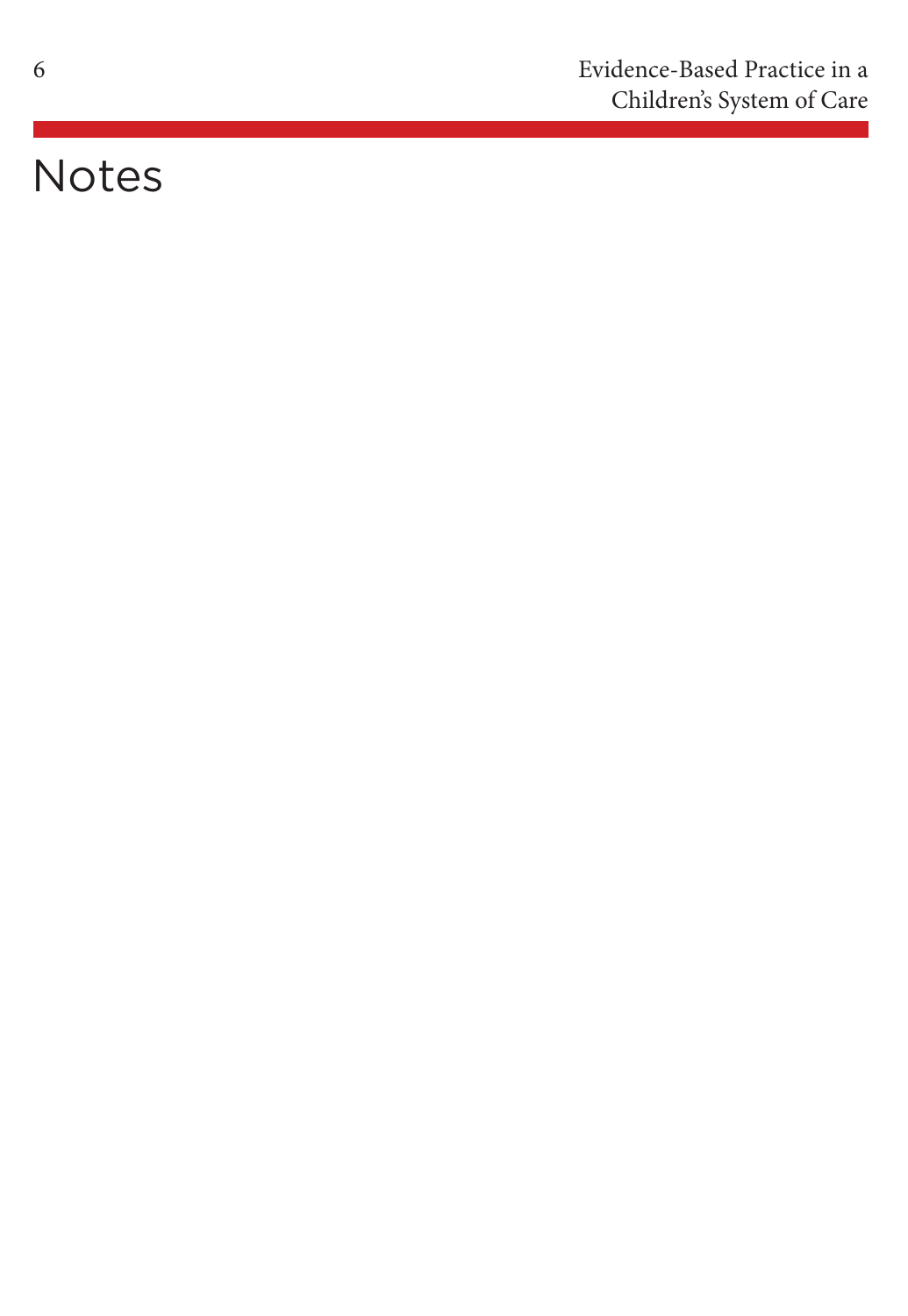# Notes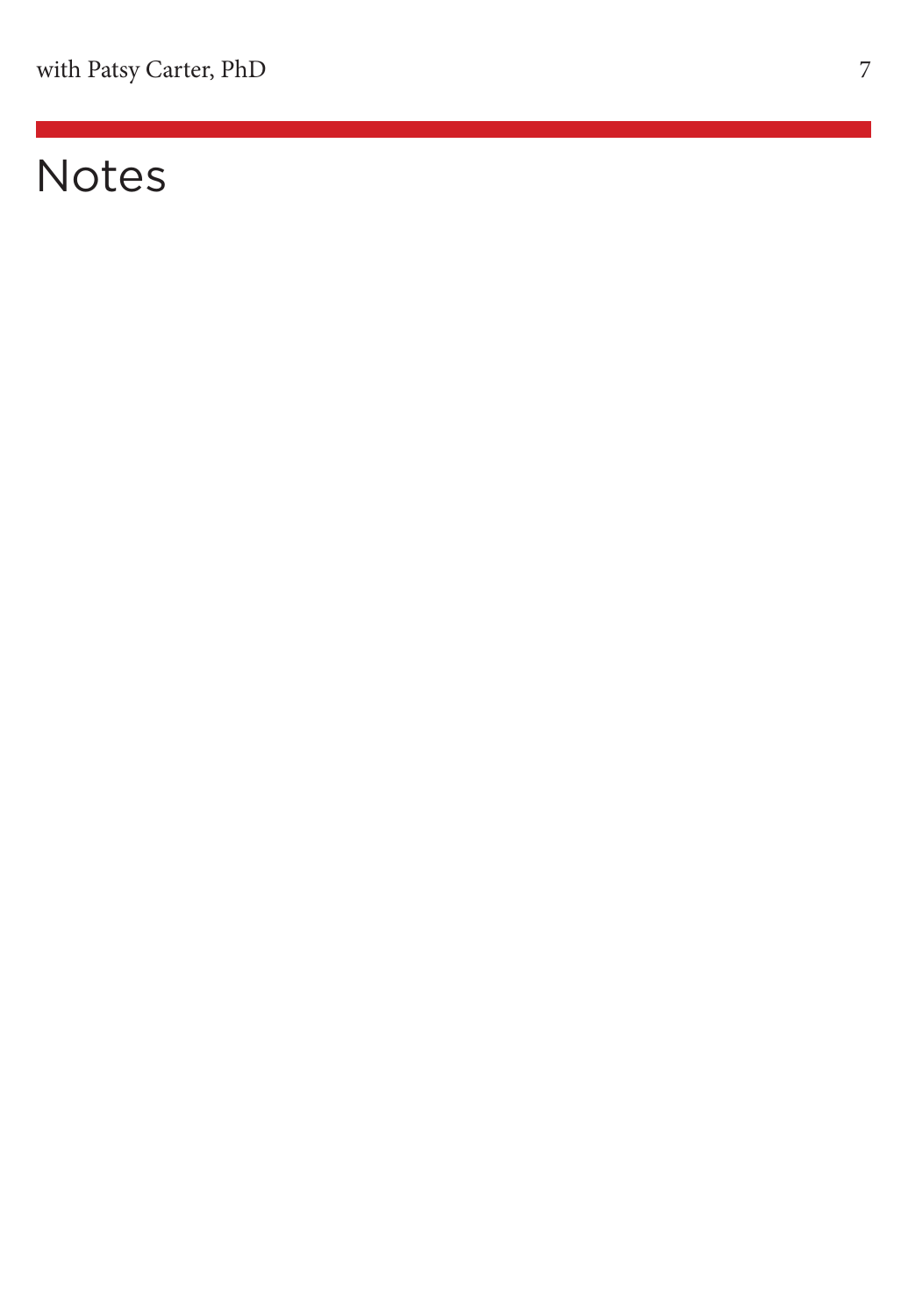# Notes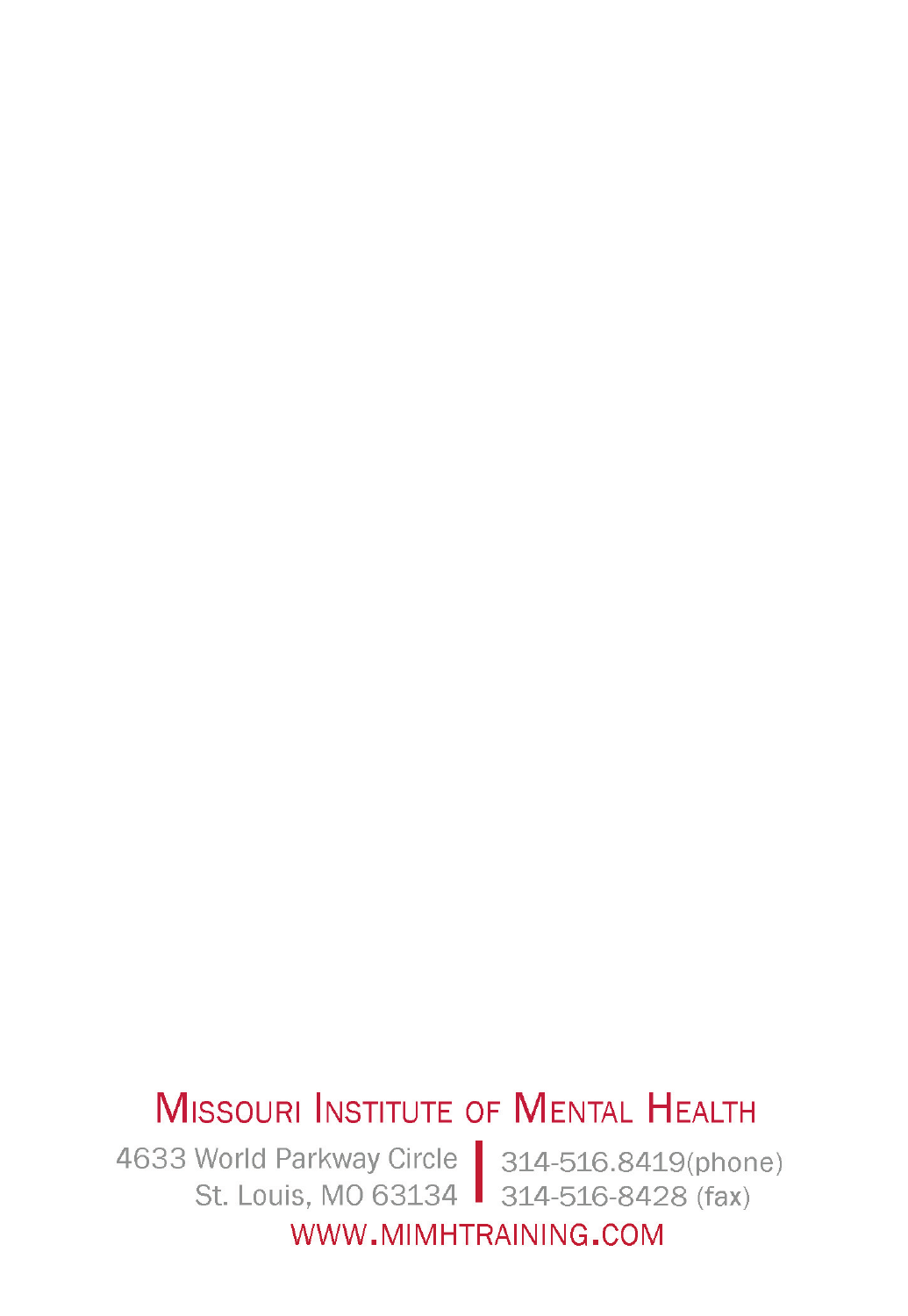MISSOURI INSTITUTE OF MENTAL HEALTH

4633 World Parkway Circle
St. Louis, MO 63134

314-516.8419(phone)
314-516-8428 (fax)

WWW.MIMHTRAINING.COM